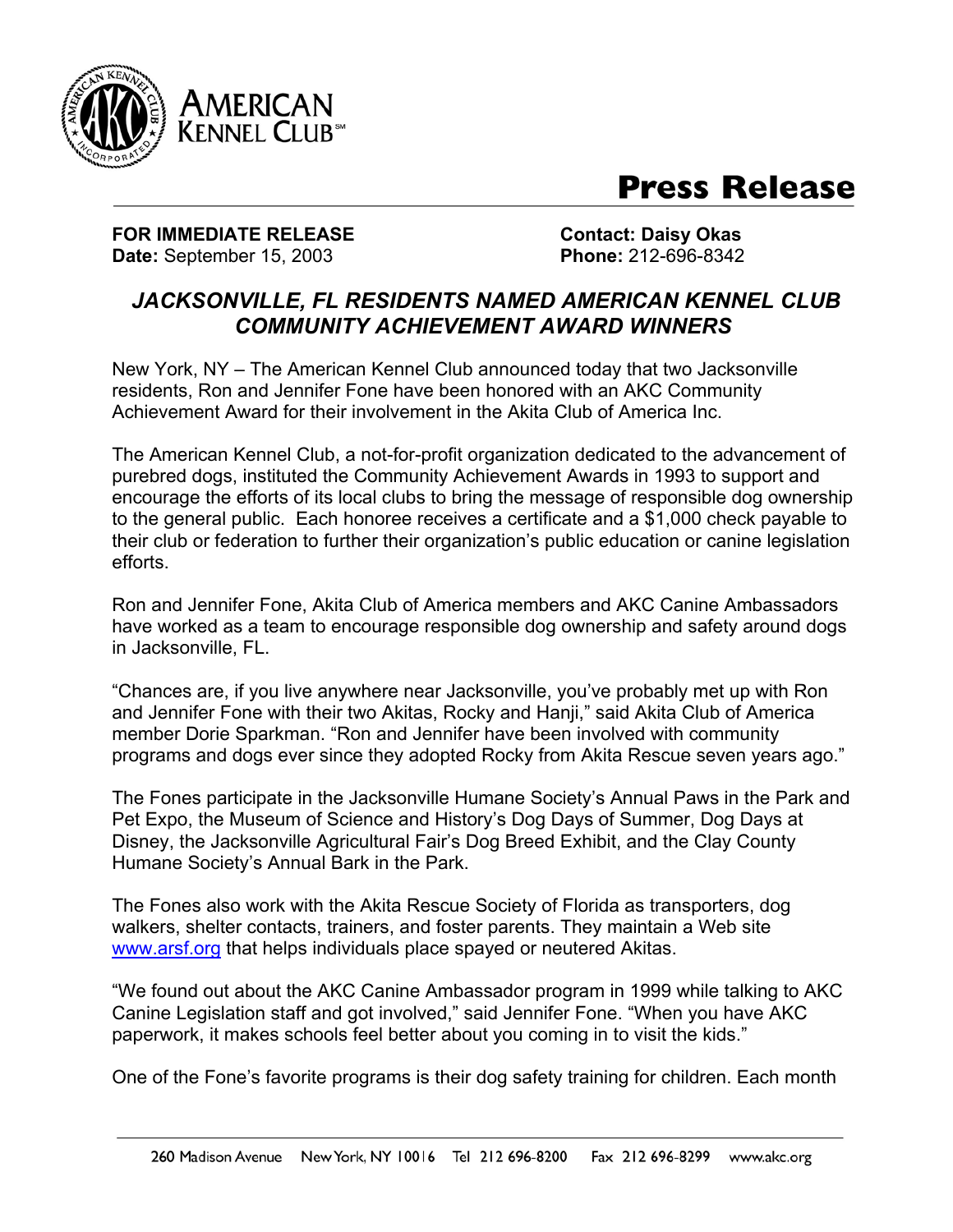AMERICAN KENNEL CLUB

# Press Release

**FOR IMMEDIATE RELEASE**
**Date:** September 15, 2003

**Contact: Daisy Okas**
**Phone:** 212-696-8342

## *JACKSONVILLE, FL RESIDENTS NAMED AMERICAN KENNEL CLUB COMMUNITY ACHIEVEMENT AWARD WINNERS*

New York, NY – The American Kennel Club announced today that two Jacksonville residents, Ron and Jennifer Fone have been honored with an AKC Community Achievement Award for their involvement in the Akita Club of America Inc.

The American Kennel Club, a not-for-profit organization dedicated to the advancement of purebred dogs, instituted the Community Achievement Awards in 1993 to support and encourage the efforts of its local clubs to bring the message of responsible dog ownership to the general public. Each honoree receives a certificate and a $1,000 check payable to their club or federation to further their organization's public education or canine legislation efforts.

Ron and Jennifer Fone, Akita Club of America members and AKC Canine Ambassadors have worked as a team to encourage responsible dog ownership and safety around dogs in Jacksonville, FL.

"Chances are, if you live anywhere near Jacksonville, you've probably met up with Ron and Jennifer Fone with their two Akitas, Rocky and Hanji," said Akita Club of America member Dorie Sparkman. "Ron and Jennifer have been involved with community programs and dogs ever since they adopted Rocky from Akita Rescue seven years ago."

The Fones participate in the Jacksonville Humane Society's Annual Paws in the Park and Pet Expo, the Museum of Science and History's Dog Days of Summer, Dog Days at Disney, the Jacksonville Agricultural Fair's Dog Breed Exhibit, and the Clay County Humane Society's Annual Bark in the Park.

The Fones also work with the Akita Rescue Society of Florida as transporters, dog walkers, shelter contacts, trainers, and foster parents. They maintain a Web site www.arsf.org that helps individuals place spayed or neutered Akitas.

"We found out about the AKC Canine Ambassador program in 1999 while talking to AKC Canine Legislation staff and got involved," said Jennifer Fone. "When you have AKC paperwork, it makes schools feel better about you coming in to visit the kids."

One of the Fone's favorite programs is their dog safety training for children. Each month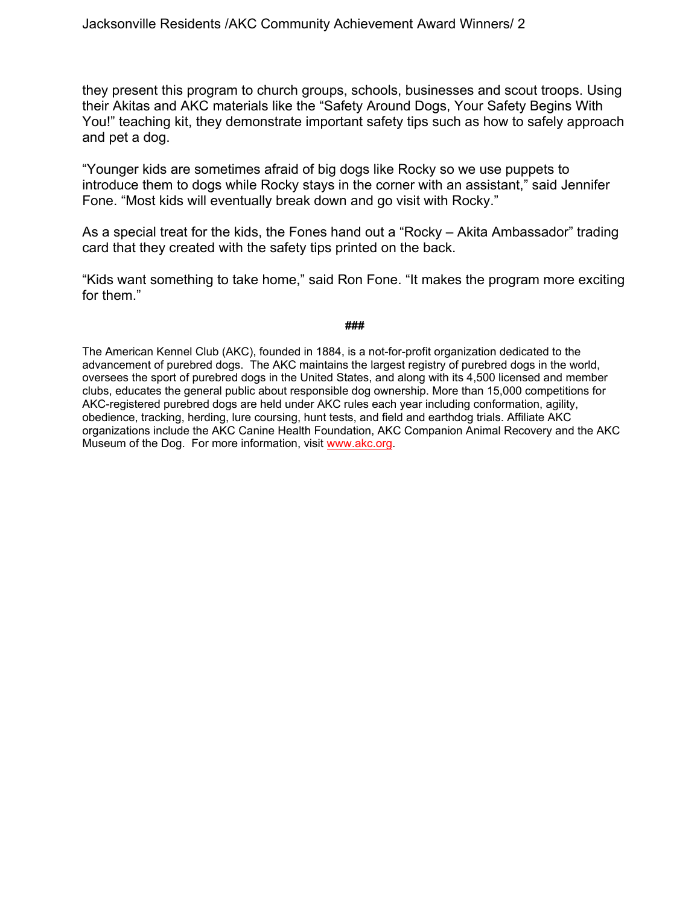they present this program to church groups, schools, businesses and scout troops. Using their Akitas and AKC materials like the “Safety Around Dogs, Your Safety Begins With You!” teaching kit, they demonstrate important safety tips such as how to safely approach and pet a dog.

“Younger kids are sometimes afraid of big dogs like Rocky so we use puppets to introduce them to dogs while Rocky stays in the corner with an assistant,” said Jennifer Fone. “Most kids will eventually break down and go visit with Rocky.”

As a special treat for the kids, the Fones hand out a “Rocky – Akita Ambassador” trading card that they created with the safety tips printed on the back.

“Kids want something to take home,” said Ron Fone. “It makes the program more exciting for them.”

**###**

The American Kennel Club (AKC), founded in 1884, is a not-for-profit organization dedicated to the advancement of purebred dogs. The AKC maintains the largest registry of purebred dogs in the world, oversees the sport of purebred dogs in the United States, and along with its 4,500 licensed and member clubs, educates the general public about responsible dog ownership. More than 15,000 competitions for AKC-registered purebred dogs are held under AKC rules each year including conformation, agility, obedience, tracking, herding, lure coursing, hunt tests, and field and earthdog trials. Affiliate AKC organizations include the AKC Canine Health Foundation, AKC Companion Animal Recovery and the AKC Museum of the Dog. For more information, visit www.akc.org.